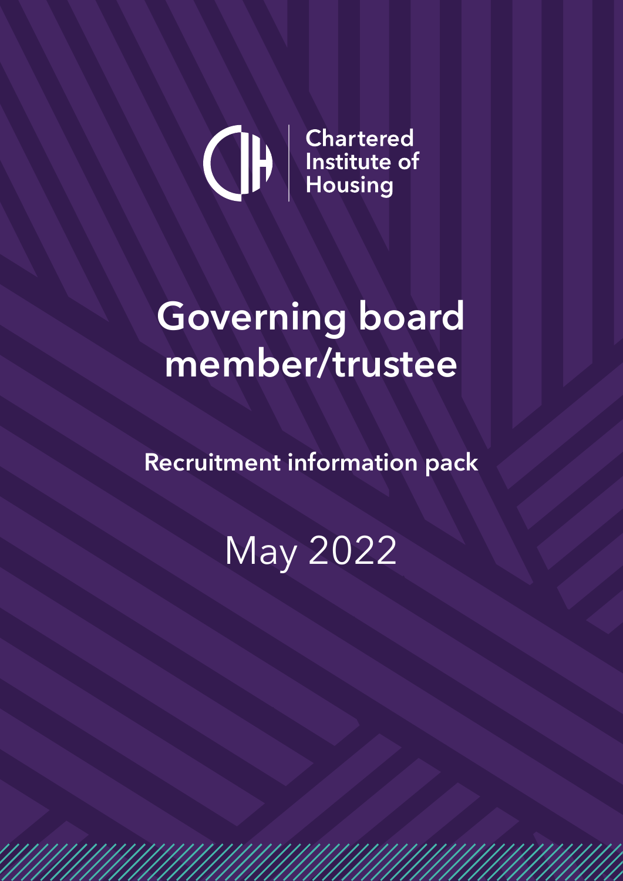Chartered Institute of Housing

# Governing board member/trustee

## Recruitment information pack

May 2022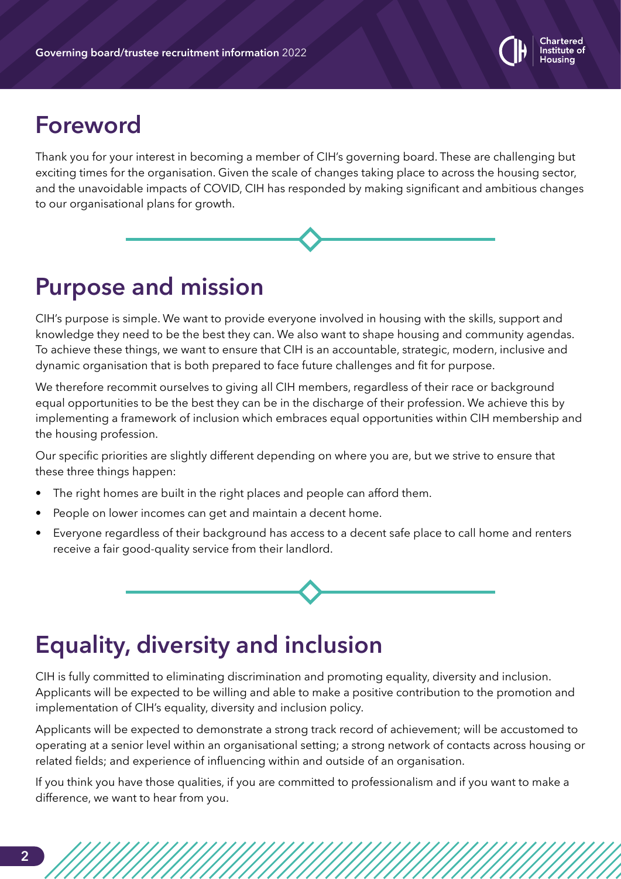## Foreword

Thank you for your interest in becoming a member of CIH's governing board. These are challenging but exciting times for the organisation. Given the scale of changes taking place to across the housing sector, and the unavoidable impacts of COVID, CIH has responded by making significant and ambitious changes to our organisational plans for growth.

## Purpose and mission

CIH's purpose is simple. We want to provide everyone involved in housing with the skills, support and knowledge they need to be the best they can. We also want to shape housing and community agendas. To achieve these things, we want to ensure that CIH is an accountable, strategic, modern, inclusive and dynamic organisation that is both prepared to face future challenges and fit for purpose.

We therefore recommit ourselves to giving all CIH members, regardless of their race or background equal opportunities to be the best they can be in the discharge of their profession. We achieve this by implementing a framework of inclusion which embraces equal opportunities within CIH membership and the housing profession.

Our specific priorities are slightly different depending on where you are, but we strive to ensure that these three things happen:

- The right homes are built in the right places and people can afford them.
- People on lower incomes can get and maintain a decent home.
- Everyone regardless of their background has access to a decent safe place to call home and renters receive a fair good-quality service from their landlord.

## Equality, diversity and inclusion

CIH is fully committed to eliminating discrimination and promoting equality, diversity and inclusion. Applicants will be expected to be willing and able to make a positive contribution to the promotion and implementation of CIH's equality, diversity and inclusion policy.

Applicants will be expected to demonstrate a strong track record of achievement; will be accustomed to operating at a senior level within an organisational setting; a strong network of contacts across housing or related fields; and experience of influencing within and outside of an organisation.

If you think you have those qualities, if you are committed to professionalism and if you want to make a difference, we want to hear from you.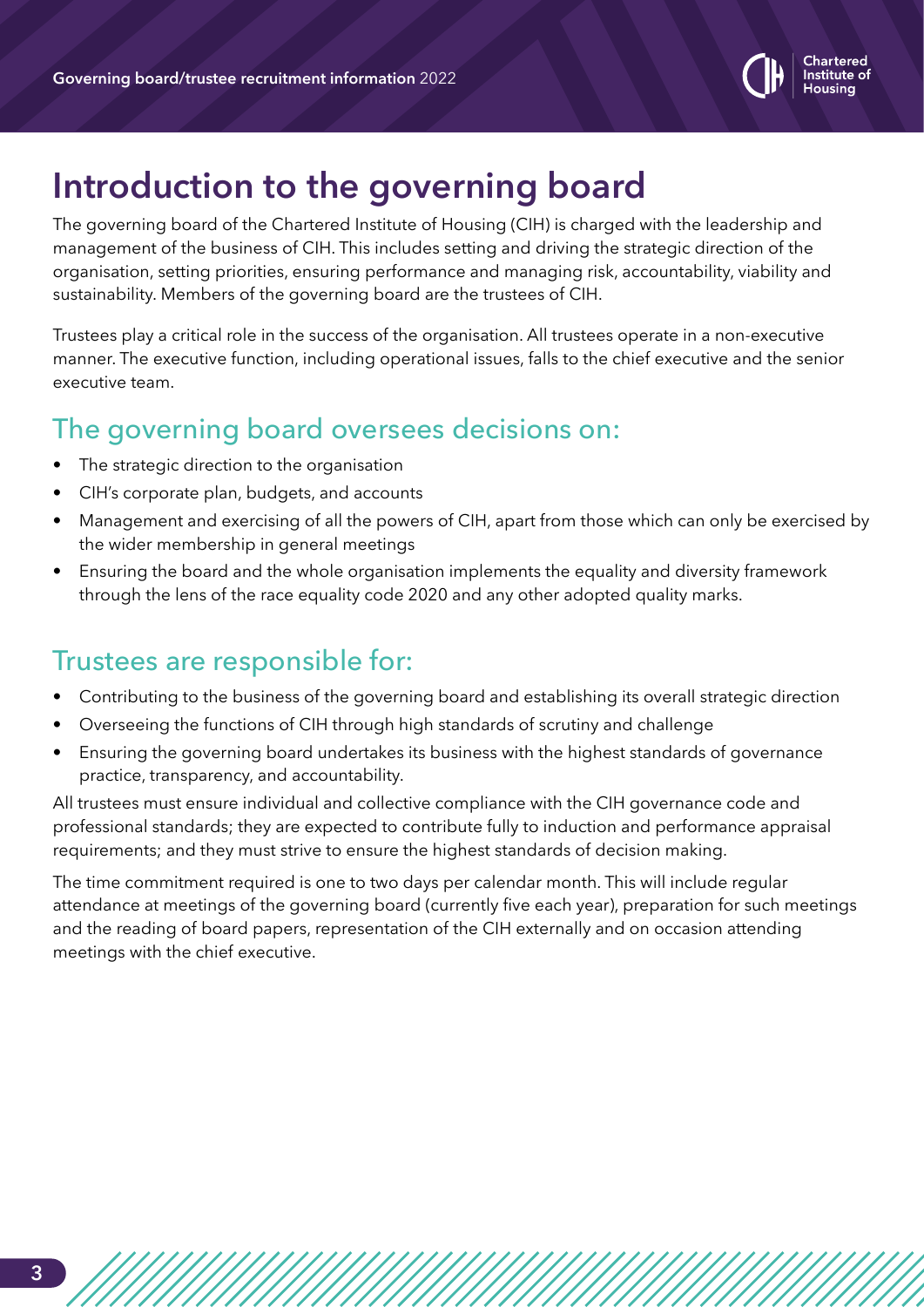# Introduction to the governing board

The governing board of the Chartered Institute of Housing (CIH) is charged with the leadership and management of the business of CIH. This includes setting and driving the strategic direction of the organisation, setting priorities, ensuring performance and managing risk, accountability, viability and sustainability. Members of the governing board are the trustees of CIH.

Trustees play a critical role in the success of the organisation. All trustees operate in a non-executive manner. The executive function, including operational issues, falls to the chief executive and the senior executive team.

## The governing board oversees decisions on:

- The strategic direction to the organisation
- CIH's corporate plan, budgets, and accounts
- Management and exercising of all the powers of CIH, apart from those which can only be exercised by the wider membership in general meetings
- Ensuring the board and the whole organisation implements the equality and diversity framework through the lens of the race equality code 2020 and any other adopted quality marks.

## Trustees are responsible for:

- Contributing to the business of the governing board and establishing its overall strategic direction
- Overseeing the functions of CIH through high standards of scrutiny and challenge
- Ensuring the governing board undertakes its business with the highest standards of governance practice, transparency, and accountability.

All trustees must ensure individual and collective compliance with the CIH governance code and professional standards; they are expected to contribute fully to induction and performance appraisal requirements; and they must strive to ensure the highest standards of decision making.

The time commitment required is one to two days per calendar month. This will include regular attendance at meetings of the governing board (currently five each year), preparation for such meetings and the reading of board papers, representation of the CIH externally and on occasion attending meetings with the chief executive.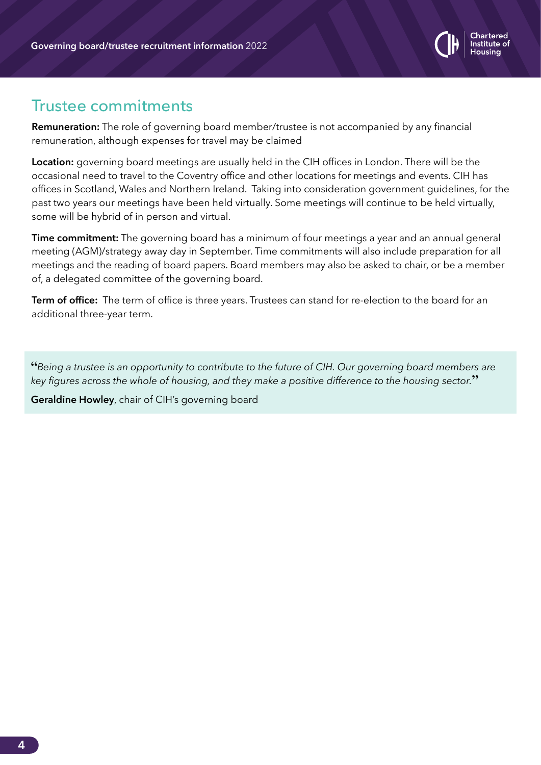## Trustee commitments

**Remuneration:** The role of governing board member/trustee is not accompanied by any financial remuneration, although expenses for travel may be claimed

**Location:** governing board meetings are usually held in the CIH offices in London. There will be the occasional need to travel to the Coventry office and other locations for meetings and events. CIH has offices in Scotland, Wales and Northern Ireland. Taking into consideration government guidelines, for the past two years our meetings have been held virtually. Some meetings will continue to be held virtually, some will be hybrid of in person and virtual.

**Time commitment:** The governing board has a minimum of four meetings a year and an annual general meeting (AGM)/strategy away day in September. Time commitments will also include preparation for all meetings and the reading of board papers. Board members may also be asked to chair, or be a member of, a delegated committee of the governing board.

**Term of office:** The term of office is three years. Trustees can stand for re-election to the board for an additional three-year term.

> "*Being a trustee is an opportunity to contribute to the future of CIH. Our governing board members are key figures across the whole of housing, and they make a positive difference to the housing sector.*"
>
> **Geraldine Howley**, chair of CIH's governing board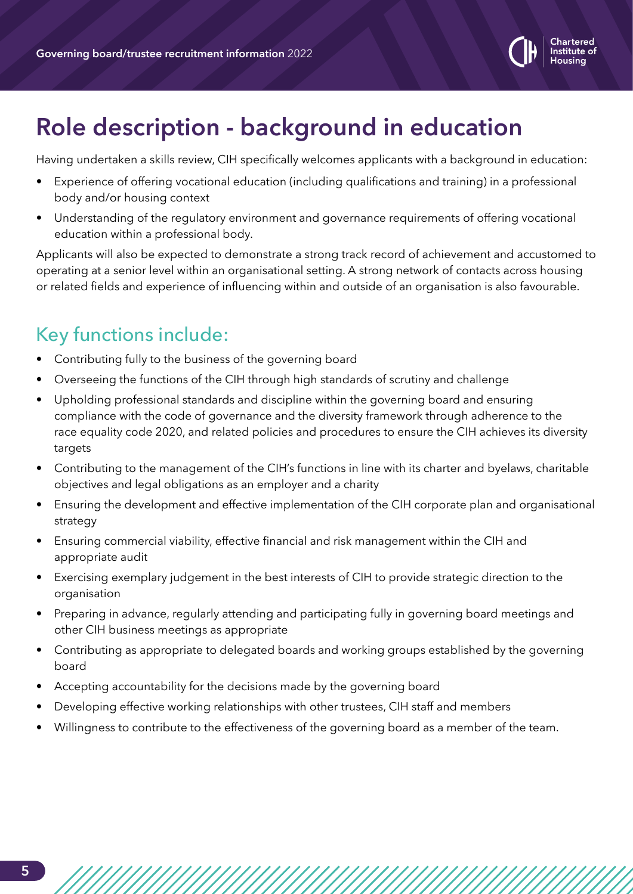# Role description - background in education

Having undertaken a skills review, CIH specifically welcomes applicants with a background in education:

- Experience of offering vocational education (including qualifications and training) in a professional body and/or housing context
- Understanding of the regulatory environment and governance requirements of offering vocational education within a professional body.

Applicants will also be expected to demonstrate a strong track record of achievement and accustomed to operating at a senior level within an organisational setting. A strong network of contacts across housing or related fields and experience of influencing within and outside of an organisation is also favourable.

## Key functions include:

- Contributing fully to the business of the governing board
- Overseeing the functions of the CIH through high standards of scrutiny and challenge
- Upholding professional standards and discipline within the governing board and ensuring compliance with the code of governance and the diversity framework through adherence to the race equality code 2020, and related policies and procedures to ensure the CIH achieves its diversity targets
- Contributing to the management of the CIH's functions in line with its charter and byelaws, charitable objectives and legal obligations as an employer and a charity
- Ensuring the development and effective implementation of the CIH corporate plan and organisational strategy
- Ensuring commercial viability, effective financial and risk management within the CIH and appropriate audit
- Exercising exemplary judgement in the best interests of CIH to provide strategic direction to the organisation
- Preparing in advance, regularly attending and participating fully in governing board meetings and other CIH business meetings as appropriate
- Contributing as appropriate to delegated boards and working groups established by the governing board
- Accepting accountability for the decisions made by the governing board
- Developing effective working relationships with other trustees, CIH staff and members
- Willingness to contribute to the effectiveness of the governing board as a member of the team.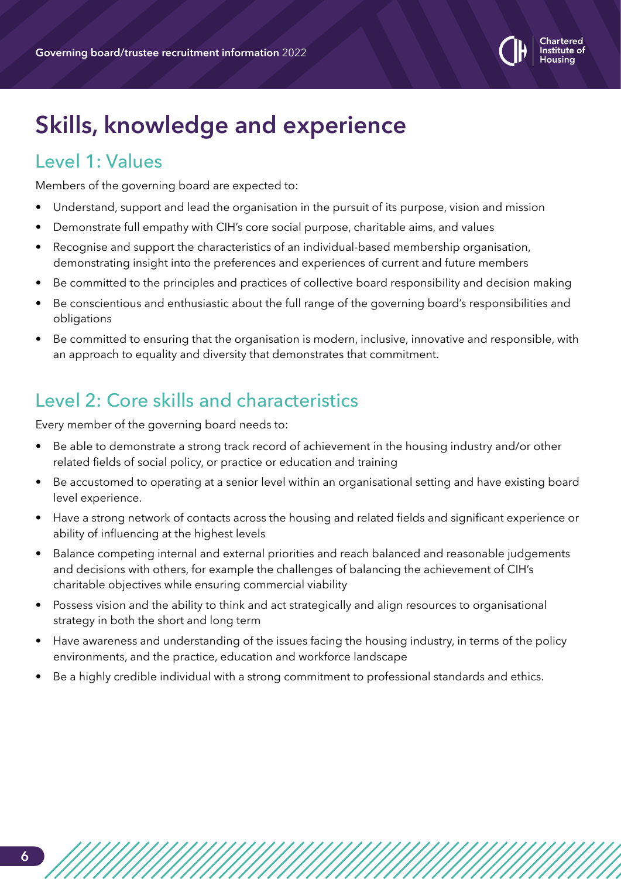# Skills, knowledge and experience

## Level 1: Values

Members of the governing board are expected to:

- Understand, support and lead the organisation in the pursuit of its purpose, vision and mission
- Demonstrate full empathy with CIH's core social purpose, charitable aims, and values
- Recognise and support the characteristics of an individual-based membership organisation, demonstrating insight into the preferences and experiences of current and future members
- Be committed to the principles and practices of collective board responsibility and decision making
- Be conscientious and enthusiastic about the full range of the governing board's responsibilities and obligations
- Be committed to ensuring that the organisation is modern, inclusive, innovative and responsible, with an approach to equality and diversity that demonstrates that commitment.

## Level 2: Core skills and characteristics

Every member of the governing board needs to:

- Be able to demonstrate a strong track record of achievement in the housing industry and/or other related fields of social policy, or practice or education and training
- Be accustomed to operating at a senior level within an organisational setting and have existing board level experience.
- Have a strong network of contacts across the housing and related fields and significant experience or ability of influencing at the highest levels
- Balance competing internal and external priorities and reach balanced and reasonable judgements and decisions with others, for example the challenges of balancing the achievement of CIH's charitable objectives while ensuring commercial viability
- Possess vision and the ability to think and act strategically and align resources to organisational strategy in both the short and long term
- Have awareness and understanding of the issues facing the housing industry, in terms of the policy environments, and the practice, education and workforce landscape
- Be a highly credible individual with a strong commitment to professional standards and ethics.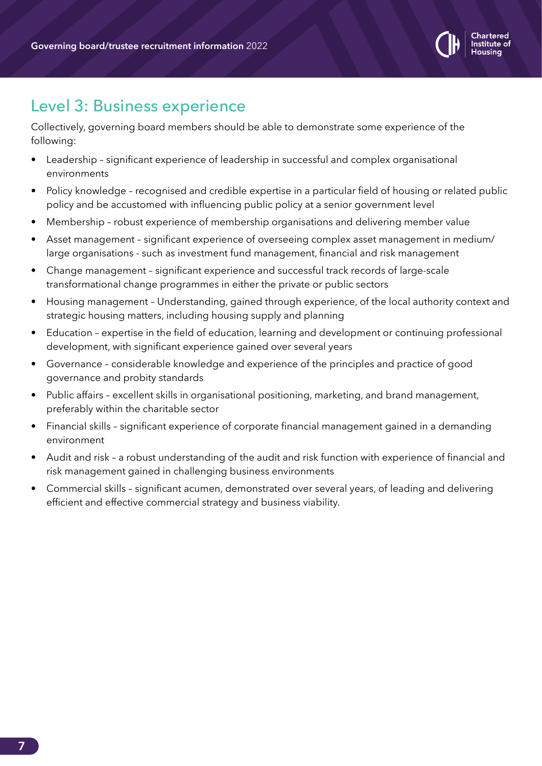## Level 3: Business experience

Collectively, governing board members should be able to demonstrate some experience of the following:

- Leadership – significant experience of leadership in successful and complex organisational environments
- Policy knowledge – recognised and credible expertise in a particular field of housing or related public policy and be accustomed with influencing public policy at a senior government level
- Membership – robust experience of membership organisations and delivering member value
- Asset management – significant experience of overseeing complex asset management in medium/large organisations - such as investment fund management, financial and risk management
- Change management – significant experience and successful track records of large-scale transformational change programmes in either the private or public sectors
- Housing management – Understanding, gained through experience, of the local authority context and strategic housing matters, including housing supply and planning
- Education – expertise in the field of education, learning and development or continuing professional development, with significant experience gained over several years
- Governance – considerable knowledge and experience of the principles and practice of good governance and probity standards
- Public affairs – excellent skills in organisational positioning, marketing, and brand management, preferably within the charitable sector
- Financial skills – significant experience of corporate financial management gained in a demanding environment
- Audit and risk – a robust understanding of the audit and risk function with experience of financial and risk management gained in challenging business environments
- Commercial skills – significant acumen, demonstrated over several years, of leading and delivering efficient and effective commercial strategy and business viability.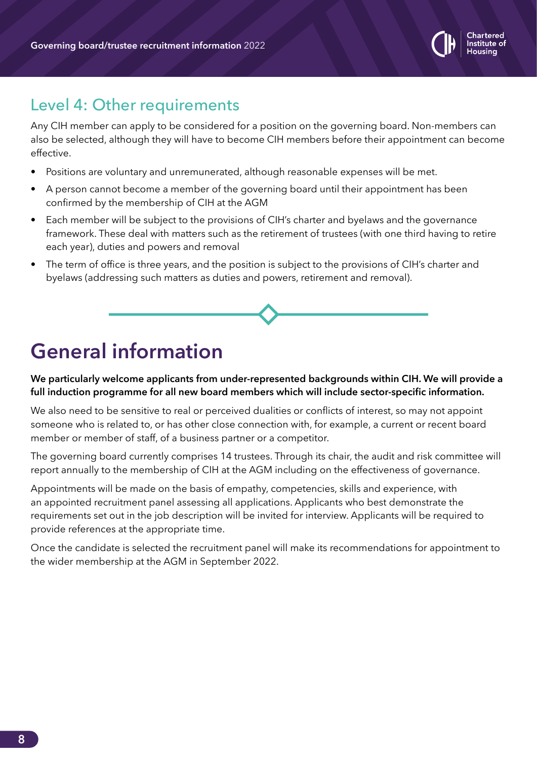## Level 4: Other requirements

Any CIH member can apply to be considered for a position on the governing board. Non-members can also be selected, although they will have to become CIH members before their appointment can become effective.

- Positions are voluntary and unremunerated, although reasonable expenses will be met.
- A person cannot become a member of the governing board until their appointment has been confirmed by the membership of CIH at the AGM
- Each member will be subject to the provisions of CIH's charter and byelaws and the governance framework. These deal with matters such as the retirement of trustees (with one third having to retire each year), duties and powers and removal
- The term of office is three years, and the position is subject to the provisions of CIH's charter and byelaws (addressing such matters as duties and powers, retirement and removal).

# General information

**We particularly welcome applicants from under-represented backgrounds within CIH. We will provide a full induction programme for all new board members which will include sector-specific information.**

We also need to be sensitive to real or perceived dualities or conflicts of interest, so may not appoint someone who is related to, or has other close connection with, for example, a current or recent board member or member of staff, of a business partner or a competitor.

The governing board currently comprises 14 trustees. Through its chair, the audit and risk committee will report annually to the membership of CIH at the AGM including on the effectiveness of governance.

Appointments will be made on the basis of empathy, competencies, skills and experience, with an appointed recruitment panel assessing all applications. Applicants who best demonstrate the requirements set out in the job description will be invited for interview. Applicants will be required to provide references at the appropriate time.

Once the candidate is selected the recruitment panel will make its recommendations for appointment to the wider membership at the AGM in September 2022.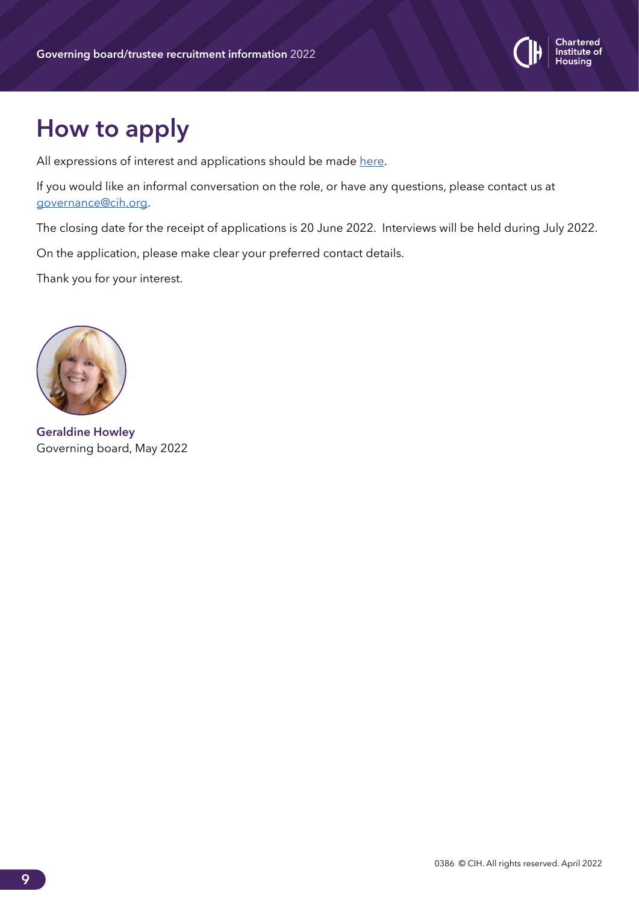# How to apply

All expressions of interest and applications should be made here.

If you would like an informal conversation on the role, or have any questions, please contact us at governance@cih.org.

The closing date for the receipt of applications is 20 June 2022.  Interviews will be held during July 2022.

On the application, please make clear your preferred contact details.

Thank you for your interest.

**Geraldine Howley**
Governing board, May 2022

0386 © CIH. All rights reserved. April 2022